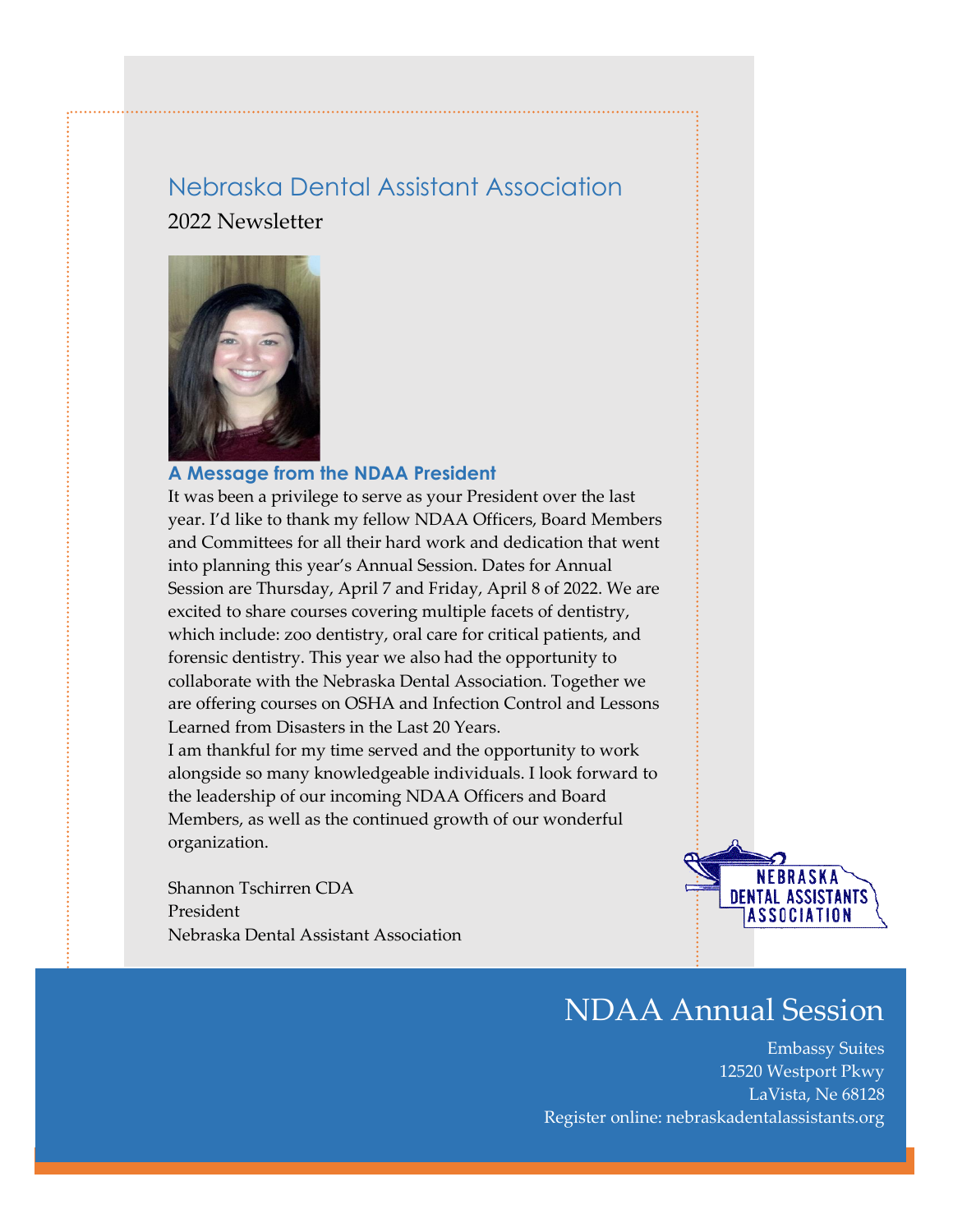# Nebraska Dental Assistant Association

2022 Newsletter

## A Message from the NDAA President

It was been a privilege to serve as your President over the last year. I'd like to thank my fellow NDAA Officers, Board Members and Committees for all their hard work and dedication that went into planning this year's Annual Session. Dates for Annual Session are Thursday, April 7 and Friday, April 8 of 2022. We are excited to share courses covering multiple facets of dentistry, which include: zoo dentistry, oral care for critical patients, and forensic dentistry. This year we also had the opportunity to collaborate with the Nebraska Dental Association. Together we are offering courses on OSHA and Infection Control and Lessons Learned from Disasters in the Last 20 Years.

I am thankful for my time served and the opportunity to work alongside so many knowledgeable individuals. I look forward to the leadership of our incoming NDAA Officers and Board Members, as well as the continued growth of our wonderful organization.

Shannon Tschirren CDA
President
Nebraska Dental Assistant Association

NEBRASKA DENTAL ASSISTANTS ASSOCIATION

## NDAA Annual Session

Embassy Suites
12520 Westport Pkwy
LaVista, Ne 68128
Register online: nebraskadentalassistants.org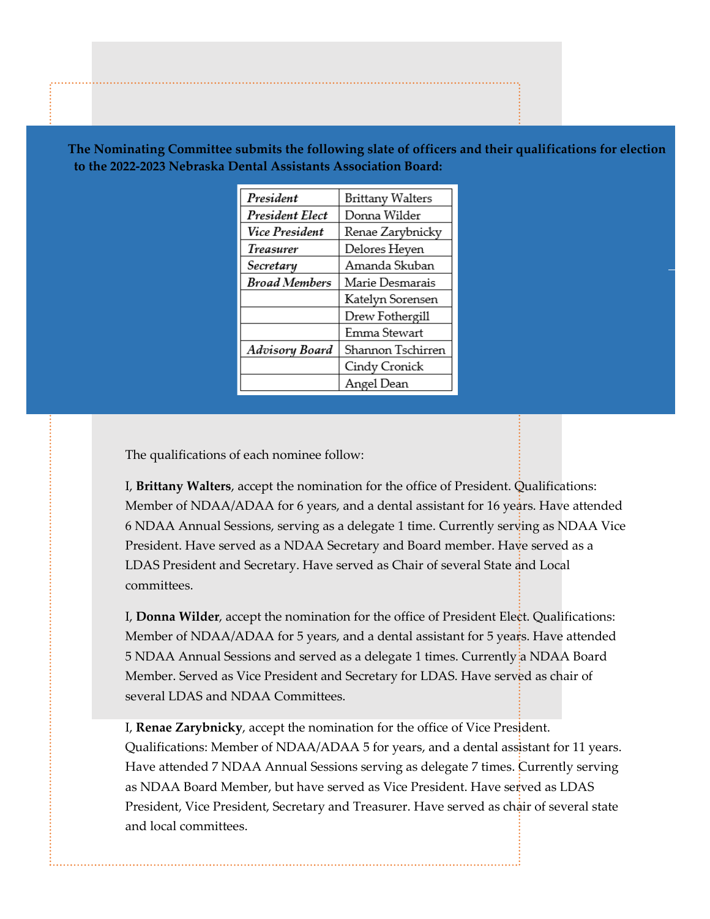**The Nominating Committee submits the following slate of officers and their qualifications for election to the 2022-2023 Nebraska Dental Assistants Association Board:**

| | |
|---|---|
| *President* | Brittany Walters |
| *President Elect* | Donna Wilder |
| *Vice President* | Renae Zarybnicky |
| *Treasurer* | Delores Heyen |
| *Secretary* | Amanda Skuban |
| *Broad Members* | Marie Desmarais |
| | Katelyn Sorensen |
| | Drew Fothergill |
| | Emma Stewart |
| *Advisory Board* | Shannon Tschirren |
| | Cindy Cronick |
| | Angel Dean |

The qualifications of each nominee follow:

I, **Brittany Walters**, accept the nomination for the office of President. Qualifications: Member of NDAA/ADAA for 6 years, and a dental assistant for 16 years. Have attended 6 NDAA Annual Sessions, serving as a delegate 1 time. Currently serving as NDAA Vice President. Have served as a NDAA Secretary and Board member. Have served as a LDAS President and Secretary. Have served as Chair of several State and Local committees.

I, **Donna Wilder**, accept the nomination for the office of President Elect. Qualifications: Member of NDAA/ADAA for 5 years, and a dental assistant for 5 years. Have attended 5 NDAA Annual Sessions and served as a delegate 1 times. Currently a NDAA Board Member. Served as Vice President and Secretary for LDAS. Have served as chair of several LDAS and NDAA Committees.

I, **Renae Zarybnicky**, accept the nomination for the office of Vice President. Qualifications: Member of NDAA/ADAA 5 for years, and a dental assistant for 11 years. Have attended 7 NDAA Annual Sessions serving as delegate 7 times. Currently serving as NDAA Board Member, but have served as Vice President. Have served as LDAS President, Vice President, Secretary and Treasurer. Have served as chair of several state and local committees.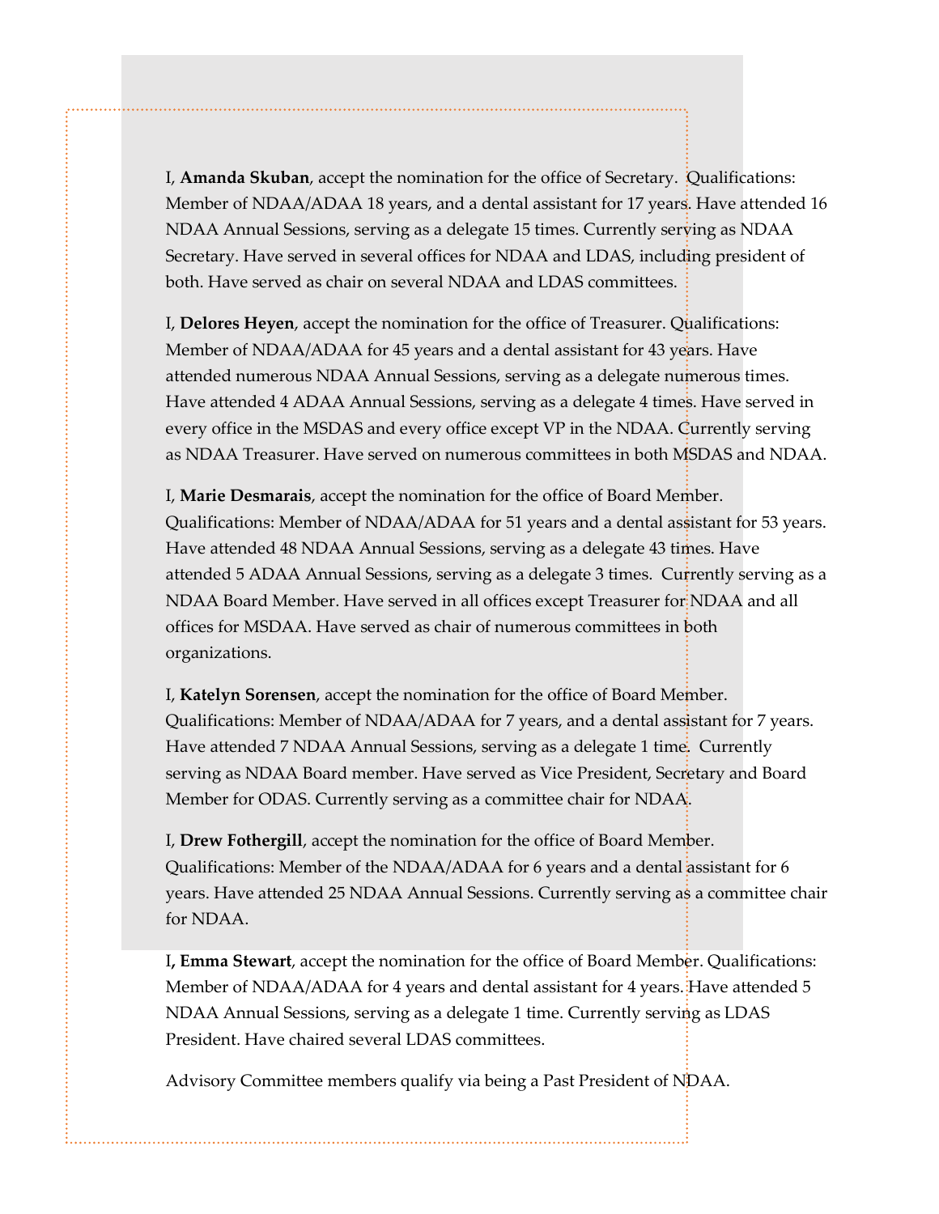I, **Amanda Skuban**, accept the nomination for the office of Secretary. Qualifications: Member of NDAA/ADAA 18 years, and a dental assistant for 17 years. Have attended 16 NDAA Annual Sessions, serving as a delegate 15 times. Currently serving as NDAA Secretary. Have served in several offices for NDAA and LDAS, including president of both. Have served as chair on several NDAA and LDAS committees.

I, **Delores Heyen**, accept the nomination for the office of Treasurer. Qualifications: Member of NDAA/ADAA for 45 years and a dental assistant for 43 years. Have attended numerous NDAA Annual Sessions, serving as a delegate numerous times. Have attended 4 ADAA Annual Sessions, serving as a delegate 4 times. Have served in every office in the MSDAS and every office except VP in the NDAA. Currently serving as NDAA Treasurer. Have served on numerous committees in both MSDAS and NDAA.

I, **Marie Desmarais**, accept the nomination for the office of Board Member. Qualifications: Member of NDAA/ADAA for 51 years and a dental assistant for 53 years. Have attended 48 NDAA Annual Sessions, serving as a delegate 43 times. Have attended 5 ADAA Annual Sessions, serving as a delegate 3 times. Currently serving as a NDAA Board Member. Have served in all offices except Treasurer for NDAA and all offices for MSDAA. Have served as chair of numerous committees in both organizations.

I, **Katelyn Sorensen**, accept the nomination for the office of Board Member. Qualifications: Member of NDAA/ADAA for 7 years, and a dental assistant for 7 years. Have attended 7 NDAA Annual Sessions, serving as a delegate 1 time. Currently serving as NDAA Board member. Have served as Vice President, Secretary and Board Member for ODAS. Currently serving as a committee chair for NDAA.

I, **Drew Fothergill**, accept the nomination for the office of Board Member. Qualifications: Member of the NDAA/ADAA for 6 years and a dental assistant for 6 years. Have attended 25 NDAA Annual Sessions. Currently serving as a committee chair for NDAA.

I**, Emma Stewart**, accept the nomination for the office of Board Member. Qualifications: Member of NDAA/ADAA for 4 years and dental assistant for 4 years. Have attended 5 NDAA Annual Sessions, serving as a delegate 1 time. Currently serving as LDAS President. Have chaired several LDAS committees.

Advisory Committee members qualify via being a Past President of NDAA.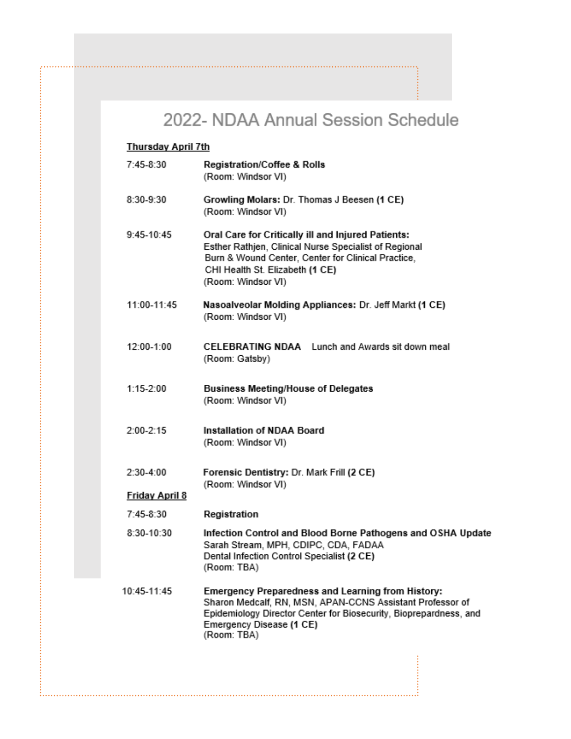# 2022- NDAA Annual Session Schedule

**Thursday April 7th**

7:45-8:30 **Registration/Coffee & Rolls**
(Room: Windsor VI)

8:30-9:30 **Growling Molars:** Dr. Thomas J Beesen **(1 CE)**
(Room: Windsor VI)

9:45-10:45 **Oral Care for Critically ill and Injured Patients:**
Esther Rathjen, Clinical Nurse Specialist of Regional Burn & Wound Center, Center for Clinical Practice, CHI Health St. Elizabeth **(1 CE)**
(Room: Windsor VI)

11:00-11:45 **Nasoalveolar Molding Appliances:** Dr. Jeff Markt **(1 CE)**
(Room: Windsor VI)

12:00-1:00 **CELEBRATING NDAA** Lunch and Awards sit down meal
(Room: Gatsby)

1:15-2:00 **Business Meeting/House of Delegates**
(Room: Windsor VI)

2:00-2:15 **Installation of NDAA Board**
(Room: Windsor VI)

2:30-4:00 **Forensic Dentistry:** Dr. Mark Frill **(2 CE)**
(Room: Windsor VI)

**Friday April 8**

7:45-8:30 **Registration**

8:30-10:30 **Infection Control and Blood Borne Pathogens and OSHA Update**
Sarah Stream, MPH, CDIPC, CDA, FADAA
Dental Infection Control Specialist **(2 CE)**
(Room: TBA)

10:45-11:45 **Emergency Preparedness and Learning from History:**
Sharon Medcalf, RN, MSN, APAN-CCNS Assistant Professor of Epidemiology Director Center for Biosecurity, Biopreprardness, and Emergency Disease **(1 CE)**
(Room: TBA)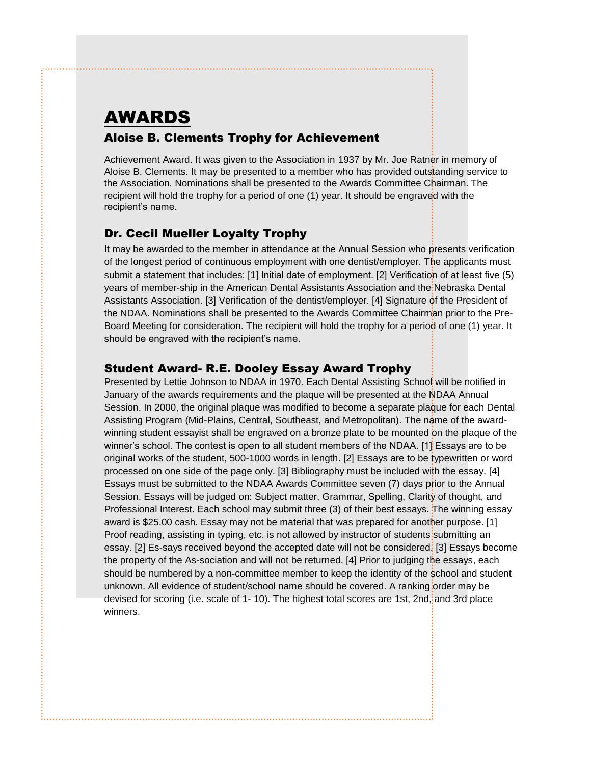# AWARDS

## Aloise B. Clements Trophy for Achievement

Achievement Award. It was given to the Association in 1937 by Mr. Joe Ratner in memory of Aloise B. Clements. It may be presented to a member who has provided outstanding service to the Association. Nominations shall be presented to the Awards Committee Chairman. The recipient will hold the trophy for a period of one (1) year. It should be engraved with the recipient's name.

## Dr. Cecil Mueller Loyalty Trophy

It may be awarded to the member in attendance at the Annual Session who presents verification of the longest period of continuous employment with one dentist/employer. The applicants must submit a statement that includes: [1] Initial date of employment. [2] Verification of at least five (5) years of member-ship in the American Dental Assistants Association and the Nebraska Dental Assistants Association. [3] Verification of the dentist/employer. [4] Signature of the President of the NDAA. Nominations shall be presented to the Awards Committee Chairman prior to the Pre-Board Meeting for consideration. The recipient will hold the trophy for a period of one (1) year. It should be engraved with the recipient's name.

## Student Award- R.E. Dooley Essay Award Trophy

Presented by Lettie Johnson to NDAA in 1970. Each Dental Assisting School will be notified in January of the awards requirements and the plaque will be presented at the NDAA Annual Session. In 2000, the original plaque was modified to become a separate plaque for each Dental Assisting Program (Mid-Plains, Central, Southeast, and Metropolitan). The name of the award-winning student essayist shall be engraved on a bronze plate to be mounted on the plaque of the winner's school. The contest is open to all student members of the NDAA. [1] Essays are to be original works of the student, 500-1000 words in length. [2] Essays are to be typewritten or word processed on one side of the page only. [3] Bibliography must be included with the essay. [4] Essays must be submitted to the NDAA Awards Committee seven (7) days prior to the Annual Session. Essays will be judged on: Subject matter, Grammar, Spelling, Clarity of thought, and Professional Interest. Each school may submit three (3) of their best essays. The winning essay award is $25.00 cash. Essay may not be material that was prepared for another purpose. [1] Proof reading, assisting in typing, etc. is not allowed by instructor of students submitting an essay. [2] Es-says received beyond the accepted date will not be considered. [3] Essays become the property of the As-sociation and will not be returned. [4] Prior to judging the essays, each should be numbered by a non-committee member to keep the identity of the school and student unknown. All evidence of student/school name should be covered. A ranking order may be devised for scoring (i.e. scale of 1- 10). The highest total scores are 1st, 2nd, and 3rd place winners.